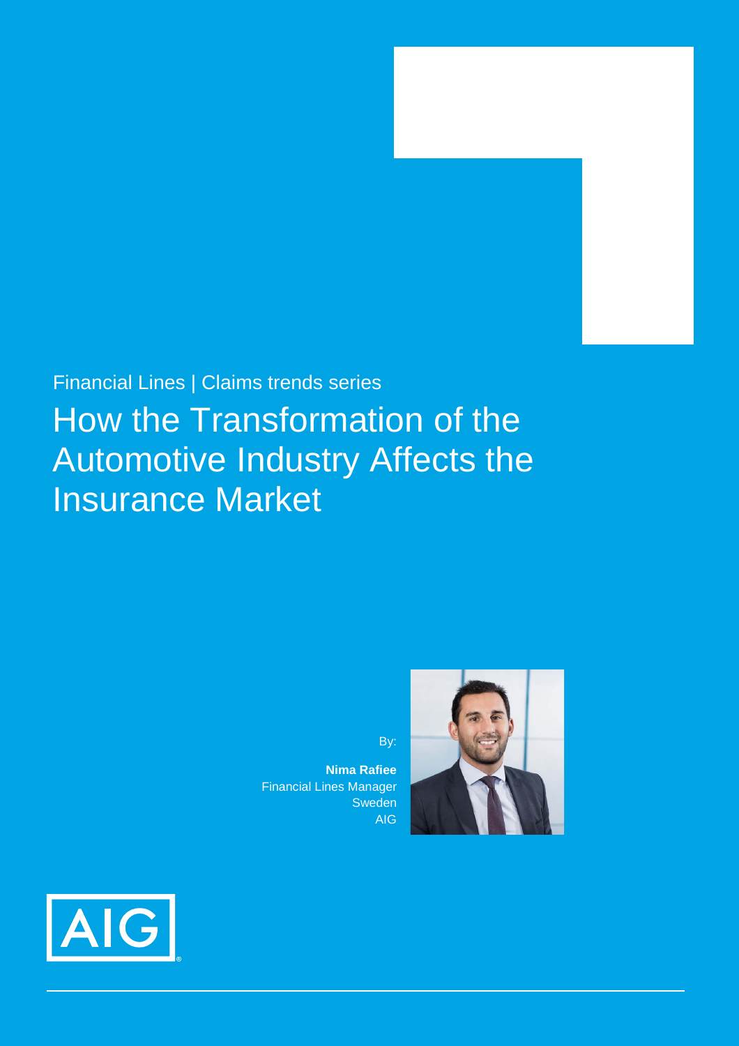Financial Lines | Claims trends series

# How the Transformation of the Automotive Industry Affects the Insurance Market

By:

**Nima Rafiee**
Financial Lines Manager
Sweden
AIG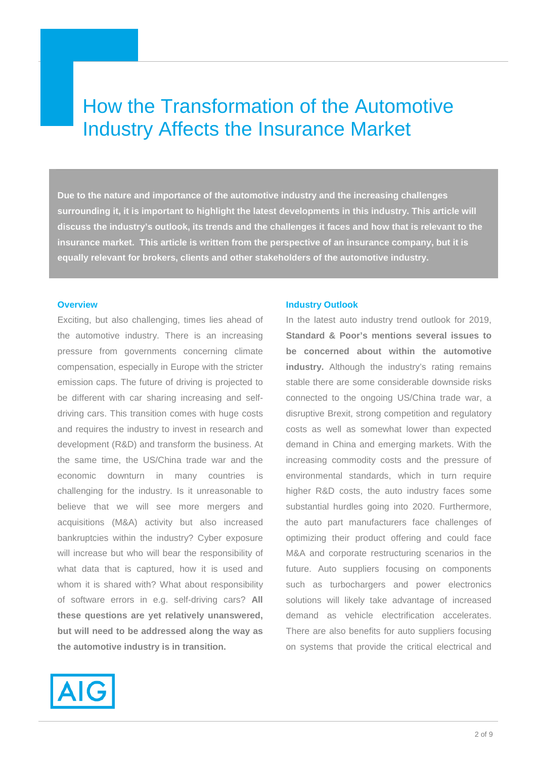# How the Transformation of the Automotive Industry Affects the Insurance Market

**Due to the nature and importance of the automotive industry and the increasing challenges surrounding it, it is important to highlight the latest developments in this industry. This article will discuss the industry's outlook, its trends and the challenges it faces and how that is relevant to the insurance market. This article is written from the perspective of an insurance company, but it is equally relevant for brokers, clients and other stakeholders of the automotive industry.**

### Overview

Exciting, but also challenging, times lies ahead of the automotive industry. There is an increasing pressure from governments concerning climate compensation, especially in Europe with the stricter emission caps. The future of driving is projected to be different with car sharing increasing and self-driving cars. This transition comes with huge costs and requires the industry to invest in research and development (R&D) and transform the business. At the same time, the US/China trade war and the economic downturn in many countries is challenging for the industry. Is it unreasonable to believe that we will see more mergers and acquisitions (M&A) activity but also increased bankruptcies within the industry? Cyber exposure will increase but who will bear the responsibility of what data that is captured, how it is used and whom it is shared with? What about responsibility of software errors in e.g. self-driving cars? **All these questions are yet relatively unanswered, but will need to be addressed along the way as the automotive industry is in transition.**

### Industry Outlook

In the latest auto industry trend outlook for 2019, **Standard & Poor's mentions several issues to be concerned about within the automotive industry.** Although the industry's rating remains stable there are some considerable downside risks connected to the ongoing US/China trade war, a disruptive Brexit, strong competition and regulatory costs as well as somewhat lower than expected demand in China and emerging markets. With the increasing commodity costs and the pressure of environmental standards, which in turn require higher R&D costs, the auto industry faces some substantial hurdles going into 2020. Furthermore, the auto part manufacturers face challenges of optimizing their product offering and could face M&A and corporate restructuring scenarios in the future. Auto suppliers focusing on components such as turbochargers and power electronics solutions will likely take advantage of increased demand as vehicle electrification accelerates. There are also benefits for auto suppliers focusing on systems that provide the critical electrical and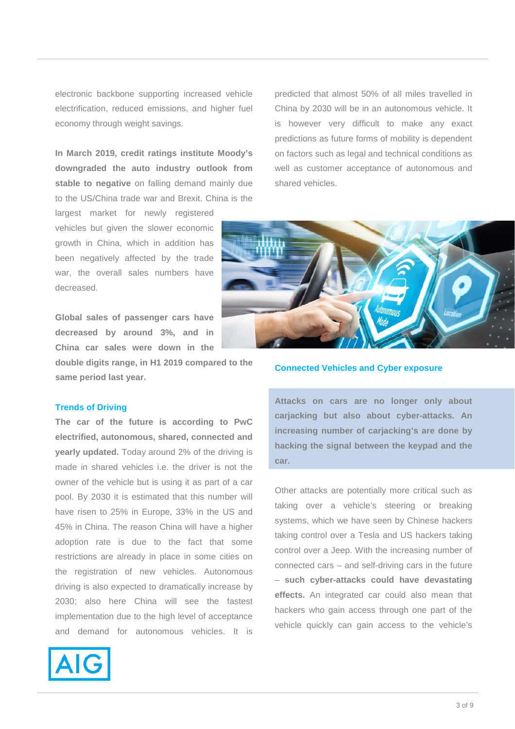electronic backbone supporting increased vehicle electrification, reduced emissions, and higher fuel economy through weight savings.

**In March 2019, credit ratings institute Moody's downgraded the auto industry outlook from stable to negative** on falling demand mainly due to the US/China trade war and Brexit. China is the largest market for newly registered vehicles but given the slower economic growth in China, which in addition has been negatively affected by the trade war, the overall sales numbers have decreased.

**Global sales of passenger cars have decreased by around 3%, and in China car sales were down in the double digits range, in H1 2019 compared to the same period last year.**

## Trends of Driving

**The car of the future is according to PwC electrified, autonomous, shared, connected and yearly updated.** Today around 2% of the driving is made in shared vehicles i.e. the driver is not the owner of the vehicle but is using it as part of a car pool. By 2030 it is estimated that this number will have risen to 25% in Europe, 33% in the US and 45% in China. The reason China will have a higher adoption rate is due to the fact that some restrictions are already in place in some cities on the registration of new vehicles. Autonomous driving is also expected to dramatically increase by 2030; also here China will see the fastest implementation due to the high level of acceptance and demand for autonomous vehicles. It is predicted that almost 50% of all miles travelled in China by 2030 will be in an autonomous vehicle. It is however very difficult to make any exact predictions as future forms of mobility is dependent on factors such as legal and technical conditions as well as customer acceptance of autonomous and shared vehicles.

## Connected Vehicles and Cyber exposure

**Attacks on cars are no longer only about carjacking but also about cyber-attacks. An increasing number of carjacking's are done by hacking the signal between the keypad and the car.**

Other attacks are potentially more critical such as taking over a vehicle's steering or breaking systems, which we have seen by Chinese hackers taking control over a Tesla and US hackers taking control over a Jeep. With the increasing number of connected cars – and self-driving cars in the future – **such cyber-attacks could have devastating effects.** An integrated car could also mean that hackers who gain access through one part of the vehicle quickly can gain access to the vehicle's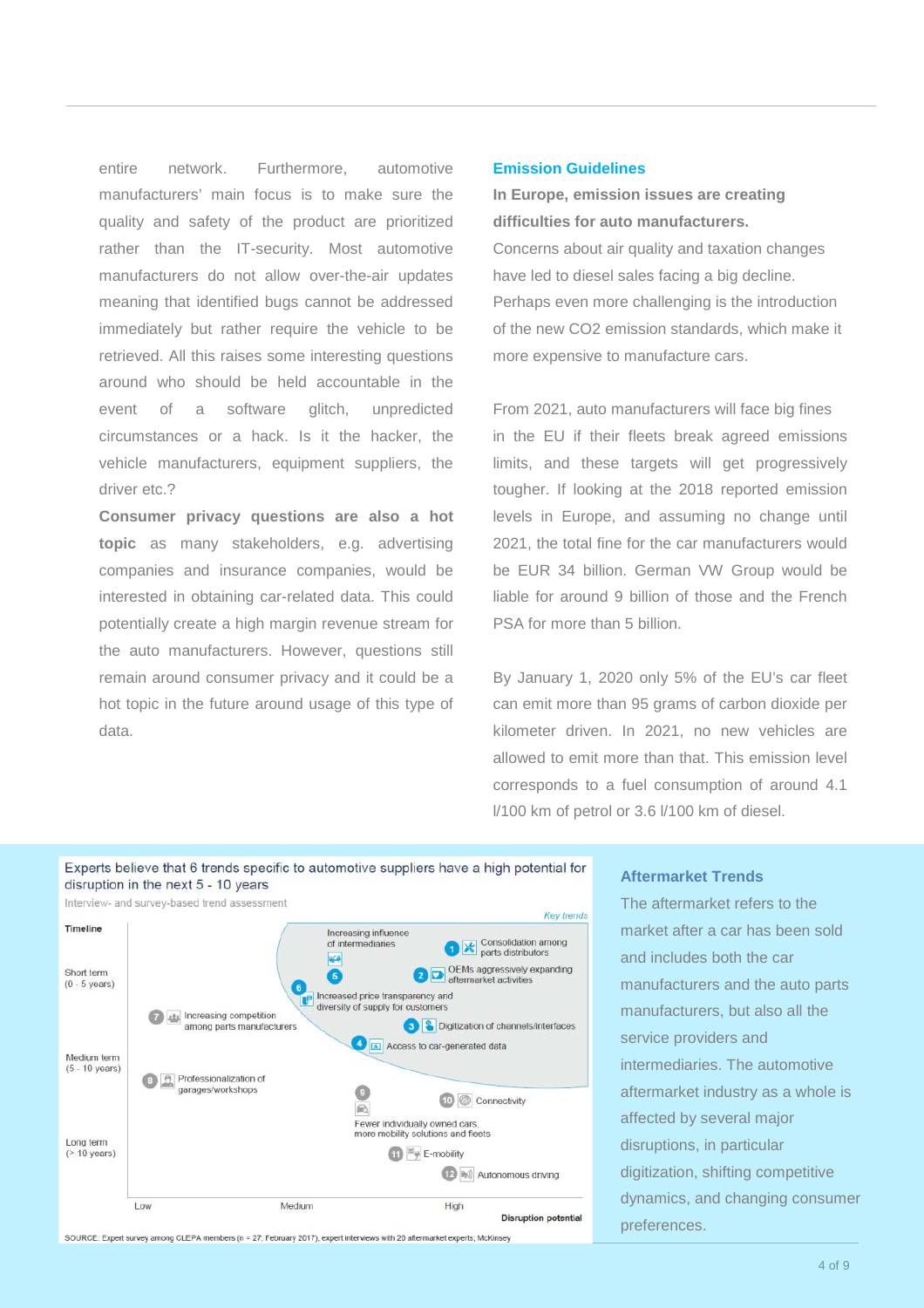entire network. Furthermore, automotive manufacturers' main focus is to make sure the quality and safety of the product are prioritized rather than the IT-security. Most automotive manufacturers do not allow over-the-air updates meaning that identified bugs cannot be addressed immediately but rather require the vehicle to be retrieved. All this raises some interesting questions around who should be held accountable in the event of a software glitch, unpredicted circumstances or a hack. Is it the hacker, the vehicle manufacturers, equipment suppliers, the driver etc.?

**Consumer privacy questions are also a hot topic** as many stakeholders, e.g. advertising companies and insurance companies, would be interested in obtaining car-related data. This could potentially create a high margin revenue stream for the auto manufacturers. However, questions still remain around consumer privacy and it could be a hot topic in the future around usage of this type of data.

## Emission Guidelines

**In Europe, emission issues are creating difficulties for auto manufacturers.**

Concerns about air quality and taxation changes have led to diesel sales facing a big decline. Perhaps even more challenging is the introduction of the new CO2 emission standards, which make it more expensive to manufacture cars.

From 2021, auto manufacturers will face big fines in the EU if their fleets break agreed emissions limits, and these targets will get progressively tougher. If looking at the 2018 reported emission levels in Europe, and assuming no change until 2021, the total fine for the car manufacturers would be EUR 34 billion. German VW Group would be liable for around 9 billion of those and the French PSA for more than 5 billion.

By January 1, 2020 only 5% of the EU's car fleet can emit more than 95 grams of carbon dioxide per kilometer driven. In 2021, no new vehicles are allowed to emit more than that. This emission level corresponds to a fuel consumption of around 4.1 l/100 km of petrol or 3.6 l/100 km of diesel.

Experts believe that 6 trends specific to automotive suppliers have a high potential for disruption in the next 5 - 10 years

Interview- and survey-based trend assessment

Key trends

| Timeline | Trend | Disruption potential |
|---|---|---|
| Short term (0 - 5 years) | 1 Consolidation among parts distributors | High |
| Short term (0 - 5 years) | 2 OEMs aggressively expanding aftermarket activities | High |
| Short term (0 - 5 years) | 5 Increasing influence of intermediaries | Medium–High |
| Short term (0 - 5 years) | 6 Increased price transparency and diversity of supply for customers | Medium |
| Short term (0 - 5 years) | 3 Digitization of channels/interfaces | High |
| Short term / Medium term | 7 Increasing competition among parts manufacturers | Low |
| Medium term (5 - 10 years) | 4 Access to car-generated data | Medium–High |
| Medium term (5 - 10 years) | 8 Professionalization of garages/workshops | Low |
| Medium / Long term | 9 Fewer individually owned cars, more mobility solutions and fleets | Medium–High |
| Medium / Long term | 10 Connectivity | High |
| Long term (> 10 years) | 11 E-mobility | High |
| Long term (> 10 years) | 12 Autonomous driving | High |

SOURCE: Expert survey among CLEPA members (n = 27, February 2017), expert interviews with 20 aftermarket experts, McKinsey

## Aftermarket Trends

The aftermarket refers to the market after a car has been sold and includes both the car manufacturers and the auto parts manufacturers, but also all the service providers and intermediaries. The automotive aftermarket industry as a whole is affected by several major disruptions, in particular digitization, shifting competitive dynamics, and changing consumer preferences.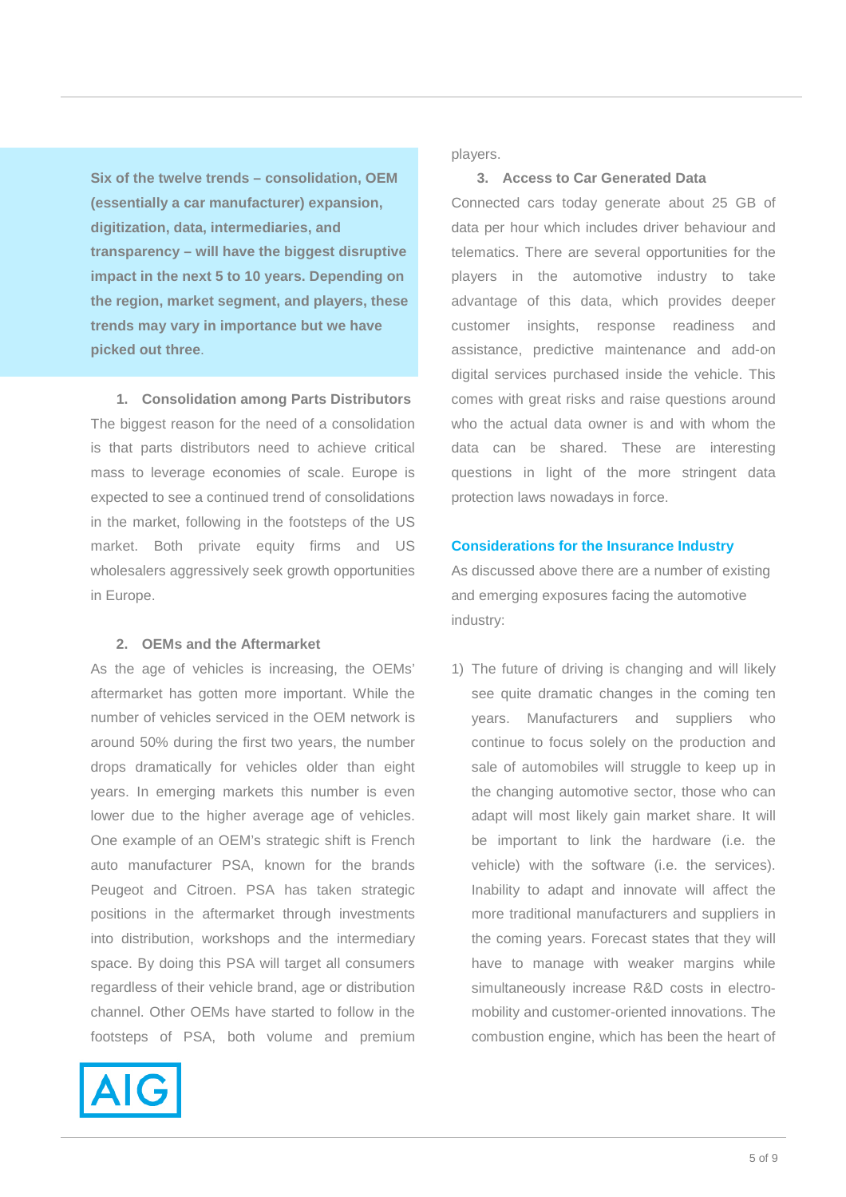**Six of the twelve trends – consolidation, OEM (essentially a car manufacturer) expansion, digitization, data, intermediaries, and transparency – will have the biggest disruptive impact in the next 5 to 10 years. Depending on the region, market segment, and players, these trends may vary in importance but we have picked out three**.

**1. Consolidation among Parts Distributors**

The biggest reason for the need of a consolidation is that parts distributors need to achieve critical mass to leverage economies of scale. Europe is expected to see a continued trend of consolidations in the market, following in the footsteps of the US market. Both private equity firms and US wholesalers aggressively seek growth opportunities in Europe.

**2. OEMs and the Aftermarket**

As the age of vehicles is increasing, the OEMs' aftermarket has gotten more important. While the number of vehicles serviced in the OEM network is around 50% during the first two years, the number drops dramatically for vehicles older than eight years. In emerging markets this number is even lower due to the higher average age of vehicles. One example of an OEM's strategic shift is French auto manufacturer PSA, known for the brands Peugeot and Citroen. PSA has taken strategic positions in the aftermarket through investments into distribution, workshops and the intermediary space. By doing this PSA will target all consumers regardless of their vehicle brand, age or distribution channel. Other OEMs have started to follow in the footsteps of PSA, both volume and premium players.

**3. Access to Car Generated Data**

Connected cars today generate about 25 GB of data per hour which includes driver behaviour and telematics. There are several opportunities for the players in the automotive industry to take advantage of this data, which provides deeper customer insights, response readiness and assistance, predictive maintenance and add-on digital services purchased inside the vehicle. This comes with great risks and raise questions around who the actual data owner is and with whom the data can be shared. These are interesting questions in light of the more stringent data protection laws nowadays in force.

## Considerations for the Insurance Industry

As discussed above there are a number of existing and emerging exposures facing the automotive industry:

1) The future of driving is changing and will likely see quite dramatic changes in the coming ten years. Manufacturers and suppliers who continue to focus solely on the production and sale of automobiles will struggle to keep up in the changing automotive sector, those who can adapt will most likely gain market share. It will be important to link the hardware (i.e. the vehicle) with the software (i.e. the services). Inability to adapt and innovate will affect the more traditional manufacturers and suppliers in the coming years. Forecast states that they will have to manage with weaker margins while simultaneously increase R&D costs in electro-mobility and customer-oriented innovations. The combustion engine, which has been the heart of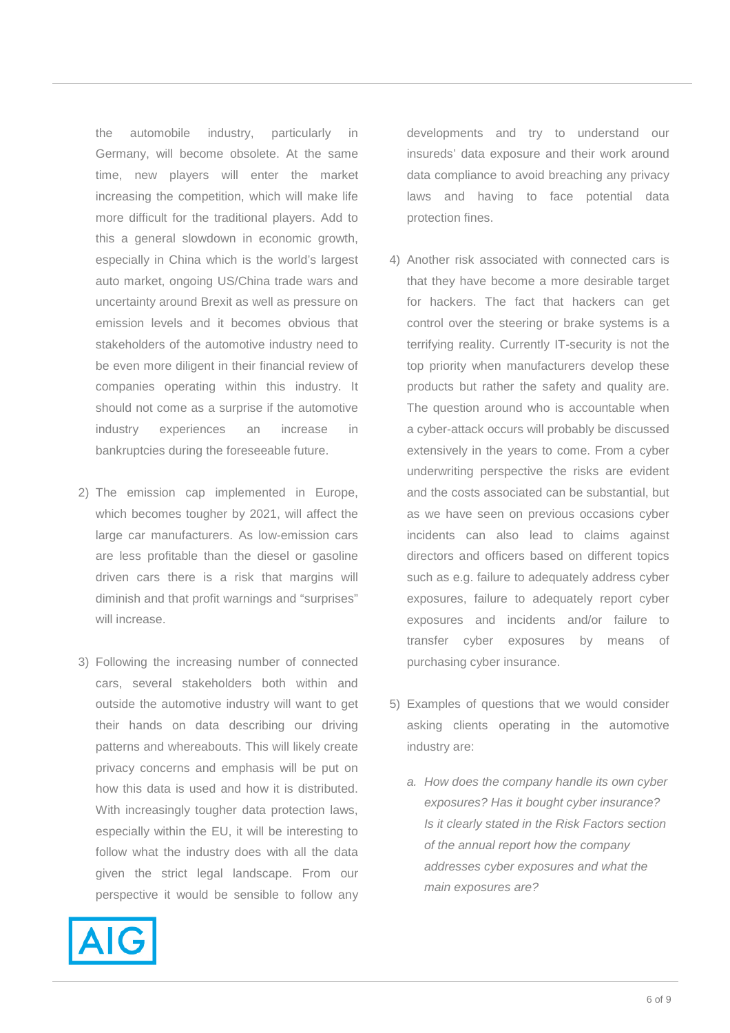the automobile industry, particularly in Germany, will become obsolete. At the same time, new players will enter the market increasing the competition, which will make life more difficult for the traditional players. Add to this a general slowdown in economic growth, especially in China which is the world's largest auto market, ongoing US/China trade wars and uncertainty around Brexit as well as pressure on emission levels and it becomes obvious that stakeholders of the automotive industry need to be even more diligent in their financial review of companies operating within this industry. It should not come as a surprise if the automotive industry experiences an increase in bankruptcies during the foreseeable future.

2) The emission cap implemented in Europe, which becomes tougher by 2021, will affect the large car manufacturers. As low-emission cars are less profitable than the diesel or gasoline driven cars there is a risk that margins will diminish and that profit warnings and "surprises" will increase.

3) Following the increasing number of connected cars, several stakeholders both within and outside the automotive industry will want to get their hands on data describing our driving patterns and whereabouts. This will likely create privacy concerns and emphasis will be put on how this data is used and how it is distributed. With increasingly tougher data protection laws, especially within the EU, it will be interesting to follow what the industry does with all the data given the strict legal landscape. From our perspective it would be sensible to follow any developments and try to understand our insureds' data exposure and their work around data compliance to avoid breaching any privacy laws and having to face potential data protection fines.

4) Another risk associated with connected cars is that they have become a more desirable target for hackers. The fact that hackers can get control over the steering or brake systems is a terrifying reality. Currently IT-security is not the top priority when manufacturers develop these products but rather the safety and quality are. The question around who is accountable when a cyber-attack occurs will probably be discussed extensively in the years to come. From a cyber underwriting perspective the risks are evident and the costs associated can be substantial, but as we have seen on previous occasions cyber incidents can also lead to claims against directors and officers based on different topics such as e.g. failure to adequately address cyber exposures, failure to adequately report cyber exposures and incidents and/or failure to transfer cyber exposures by means of purchasing cyber insurance.

5) Examples of questions that we would consider asking clients operating in the automotive industry are:

   a. *How does the company handle its own cyber exposures? Has it bought cyber insurance? Is it clearly stated in the Risk Factors section of the annual report how the company addresses cyber exposures and what the main exposures are?*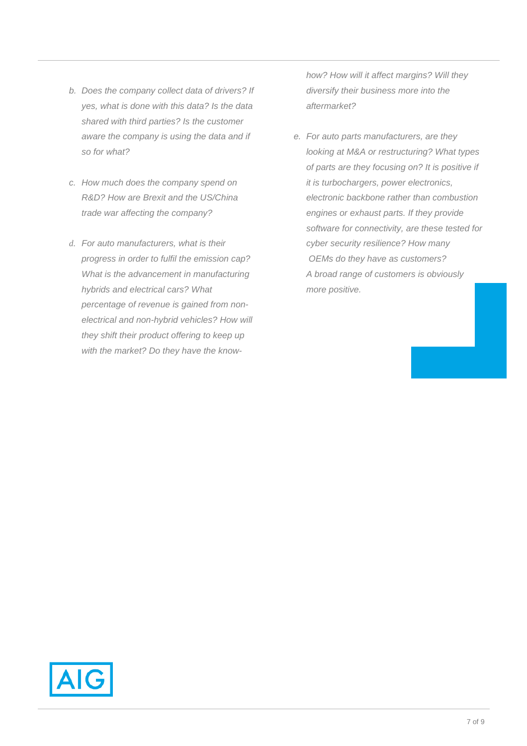b. *Does the company collect data of drivers? If yes, what is done with this data? Is the data shared with third parties? Is the customer aware the company is using the data and if so for what?*

c. *How much does the company spend on R&D? How are Brexit and the US/China trade war affecting the company?*

d. *For auto manufacturers, what is their progress in order to fulfil the emission cap? What is the advancement in manufacturing hybrids and electrical cars? What percentage of revenue is gained from non-electrical and non-hybrid vehicles? How will they shift their product offering to keep up with the market? Do they have the know-how? How will it affect margins? Will they diversify their business more into the aftermarket?*

e. *For auto parts manufacturers, are they looking at M&A or restructuring? What types of parts are they focusing on? It is positive if it is turbochargers, power electronics, electronic backbone rather than combustion engines or exhaust parts. If they provide software for connectivity, are these tested for cyber security resilience? How many OEMs do they have as customers? A broad range of customers is obviously more positive.*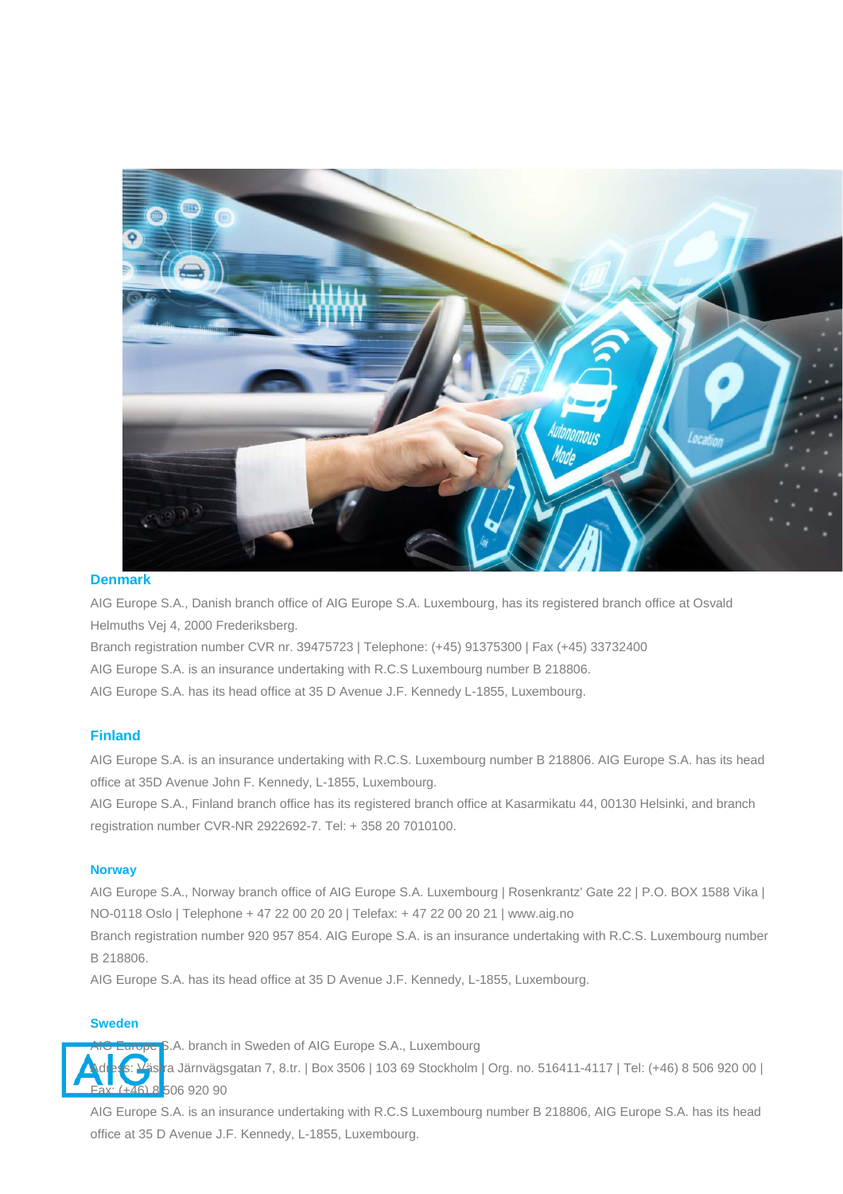## Denmark

AIG Europe S.A., Danish branch office of AIG Europe S.A. Luxembourg, has its registered branch office at Osvald Helmuths Vej 4, 2000 Frederiksberg.

Branch registration number CVR nr. 39475723 | Telephone: (+45) 91375300 | Fax (+45) 33732400

AIG Europe S.A. is an insurance undertaking with R.C.S Luxembourg number B 218806.

AIG Europe S.A. has its head office at 35 D Avenue J.F. Kennedy L-1855, Luxembourg.

## Finland

AIG Europe S.A. is an insurance undertaking with R.C.S. Luxembourg number B 218806. AIG Europe S.A. has its head office at 35D Avenue John F. Kennedy, L-1855, Luxembourg.

AIG Europe S.A., Finland branch office has its registered branch office at Kasarmikatu 44, 00130 Helsinki, and branch registration number CVR-NR 2922692-7. Tel: + 358 20 7010100.

## Norway

AIG Europe S.A., Norway branch office of AIG Europe S.A. Luxembourg | Rosenkrantz' Gate 22 | P.O. BOX 1588 Vika | NO-0118 Oslo | Telephone + 47 22 00 20 20 | Telefax: + 47 22 00 20 21 | www.aig.no

Branch registration number 920 957 854. AIG Europe S.A. is an insurance undertaking with R.C.S. Luxembourg number B 218806.

AIG Europe S.A. has its head office at 35 D Avenue J.F. Kennedy, L-1855, Luxembourg.

## Sweden

AIG Europe S.A. branch in Sweden of AIG Europe S.A., Luxembourg

Adress: Västra Järnvägsgatan 7, 8.tr. | Box 3506 | 103 69 Stockholm | Org. no. 516411-4117 | Tel: (+46) 8 506 920 00 | Fax: (+46) 8 506 920 90

AIG Europe S.A. is an insurance undertaking with R.C.S Luxembourg number B 218806, AIG Europe S.A. has its head office at 35 D Avenue J.F. Kennedy, L-1855, Luxembourg.